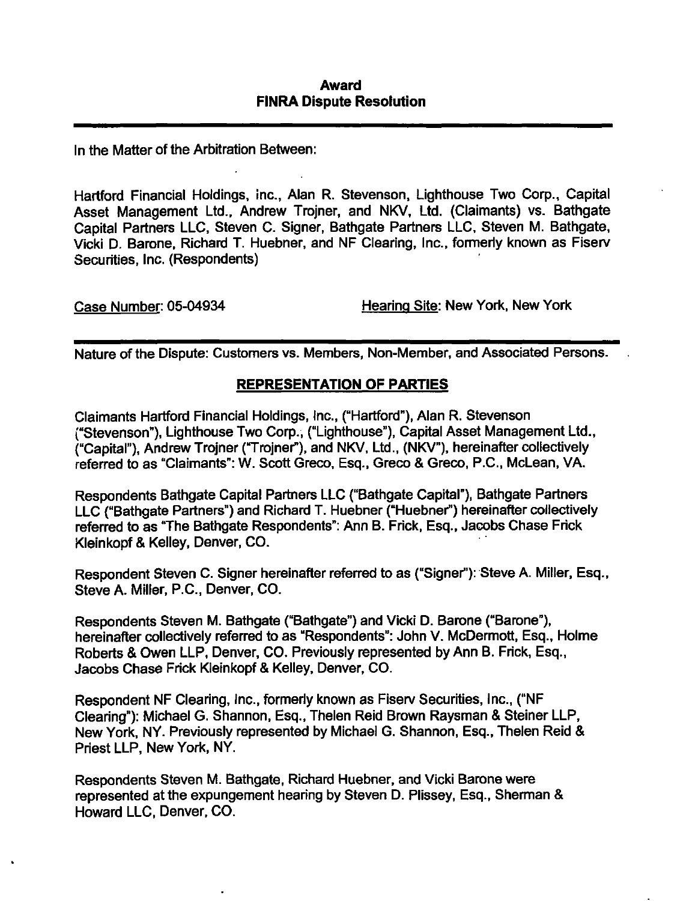# Award
# FINRA Dispute Resolution

---

In the Matter of the Arbitration Between:

Hartford Financial Holdings, Inc., Alan R. Stevenson, Lighthouse Two Corp., Capital Asset Management Ltd., Andrew Trojner, and NKV, Ltd. (Claimants) vs. Bathgate Capital Partners LLC, Steven C. Signer, Bathgate Partners LLC, Steven M. Bathgate, Vicki D. Barone, Richard T. Huebner, and NF Clearing, Inc., formerly known as Fiserv Securities, Inc. (Respondents)

Case Number: 05-04934 Hearing Site: New York, New York

---

Nature of the Dispute: Customers vs. Members, Non-Member, and Associated Persons.

## REPRESENTATION OF PARTIES

Claimants Hartford Financial Holdings, Inc., ("Hartford"), Alan R. Stevenson ("Stevenson"), Lighthouse Two Corp., ("Lighthouse"), Capital Asset Management Ltd., ("Capital"), Andrew Trojner ("Trojner"), and NKV, Ltd., (NKV"), hereinafter collectively referred to as "Claimants": W. Scott Greco, Esq., Greco & Greco, P.C., McLean, VA.

Respondents Bathgate Capital Partners LLC ("Bathgate Capital"), Bathgate Partners LLC ("Bathgate Partners") and Richard T. Huebner ("Huebner") hereinafter collectively referred to as "The Bathgate Respondents": Ann B. Frick, Esq., Jacobs Chase Frick Kleinkopf & Kelley, Denver, CO.

Respondent Steven C. Signer hereinafter referred to as ("Signer"): Steve A. Miller, Esq., Steve A. Miller, P.C., Denver, CO.

Respondents Steven M. Bathgate ("Bathgate") and Vicki D. Barone ("Barone"), hereinafter collectively referred to as "Respondents": John V. McDermott, Esq., Holme Roberts & Owen LLP, Denver, CO. Previously represented by Ann B. Frick, Esq., Jacobs Chase Frick Kleinkopf & Kelley, Denver, CO.

Respondent NF Clearing, Inc., formerly known as Fiserv Securities, Inc., ("NF Clearing"): Michael G. Shannon, Esq., Thelen Reid Brown Raysman & Steiner LLP, New York, NY. Previously represented by Michael G. Shannon, Esq., Thelen Reid & Priest LLP, New York, NY.

Respondents Steven M. Bathgate, Richard Huebner, and Vicki Barone were represented at the expungement hearing by Steven D. Plissey, Esq., Sherman & Howard LLC, Denver, CO.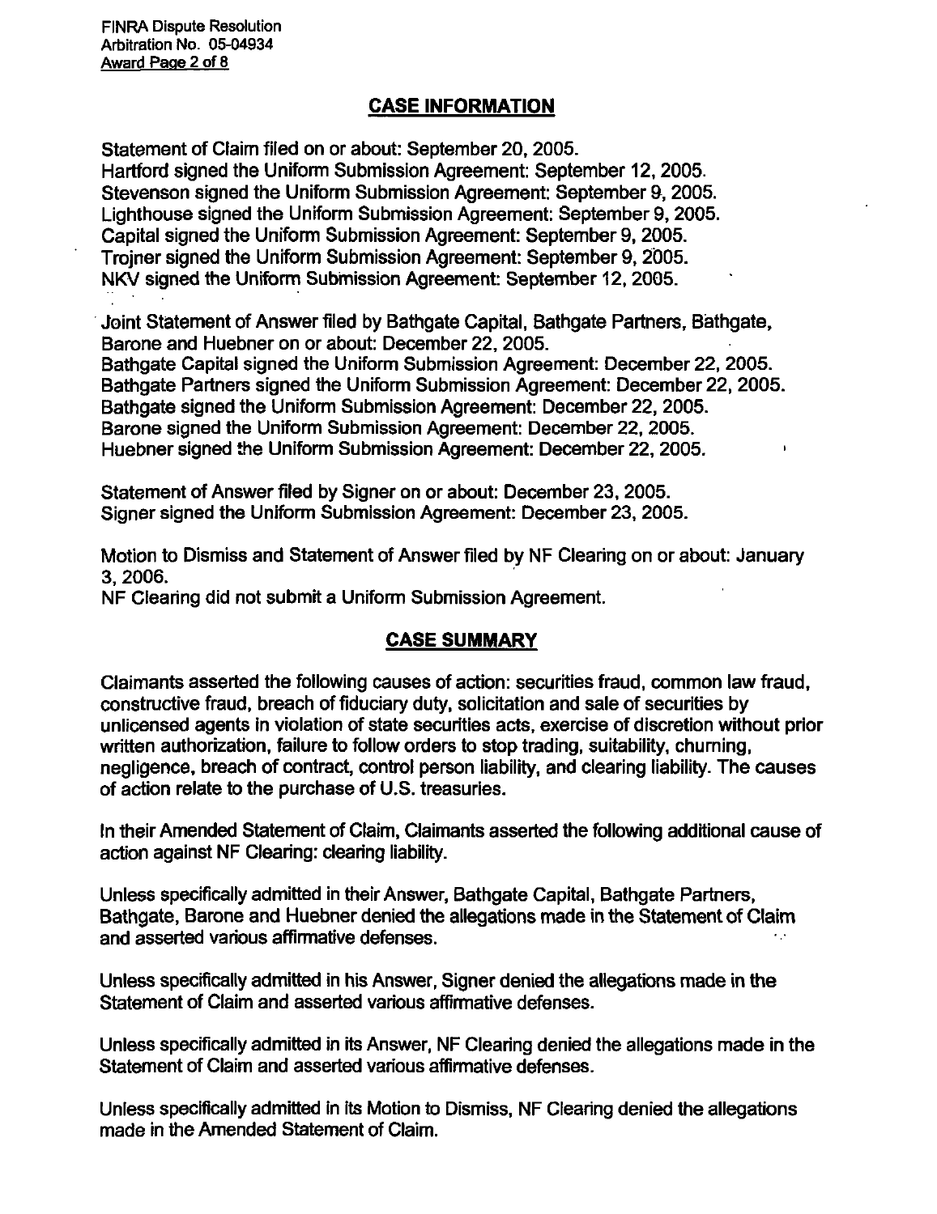## CASE INFORMATION

Statement of Claim filed on or about: September 20, 2005.
Hartford signed the Uniform Submission Agreement: September 12, 2005.
Stevenson signed the Uniform Submission Agreement: September 9, 2005.
Lighthouse signed the Uniform Submission Agreement: September 9, 2005.
Capital signed the Uniform Submission Agreement: September 9, 2005.
Trojner signed the Uniform Submission Agreement: September 9, 2005.
NKV signed the Uniform Submission Agreement: September 12, 2005.

Joint Statement of Answer filed by Bathgate Capital, Bathgate Partners, Bathgate, Barone and Huebner on or about: December 22, 2005.
Bathgate Capital signed the Uniform Submission Agreement: December 22, 2005.
Bathgate Partners signed the Uniform Submission Agreement: December 22, 2005.
Bathgate signed the Uniform Submission Agreement: December 22, 2005.
Barone signed the Uniform Submission Agreement: December 22, 2005.
Huebner signed the Uniform Submission Agreement: December 22, 2005.

Statement of Answer filed by Signer on or about: December 23, 2005.
Signer signed the Uniform Submission Agreement: December 23, 2005.

Motion to Dismiss and Statement of Answer filed by NF Clearing on or about: January 3, 2006.
NF Clearing did not submit a Uniform Submission Agreement.

## CASE SUMMARY

Claimants asserted the following causes of action: securities fraud, common law fraud, constructive fraud, breach of fiduciary duty, solicitation and sale of securities by unlicensed agents in violation of state securities acts, exercise of discretion without prior written authorization, failure to follow orders to stop trading, suitability, churning, negligence, breach of contract, control person liability, and clearing liability. The causes of action relate to the purchase of U.S. treasuries.

In their Amended Statement of Claim, Claimants asserted the following additional cause of action against NF Clearing: clearing liability.

Unless specifically admitted in their Answer, Bathgate Capital, Bathgate Partners, Bathgate, Barone and Huebner denied the allegations made in the Statement of Claim and asserted various affirmative defenses.

Unless specifically admitted in his Answer, Signer denied the allegations made in the Statement of Claim and asserted various affirmative defenses.

Unless specifically admitted in its Answer, NF Clearing denied the allegations made in the Statement of Claim and asserted various affirmative defenses.

Unless specifically admitted in its Motion to Dismiss, NF Clearing denied the allegations made in the Amended Statement of Claim.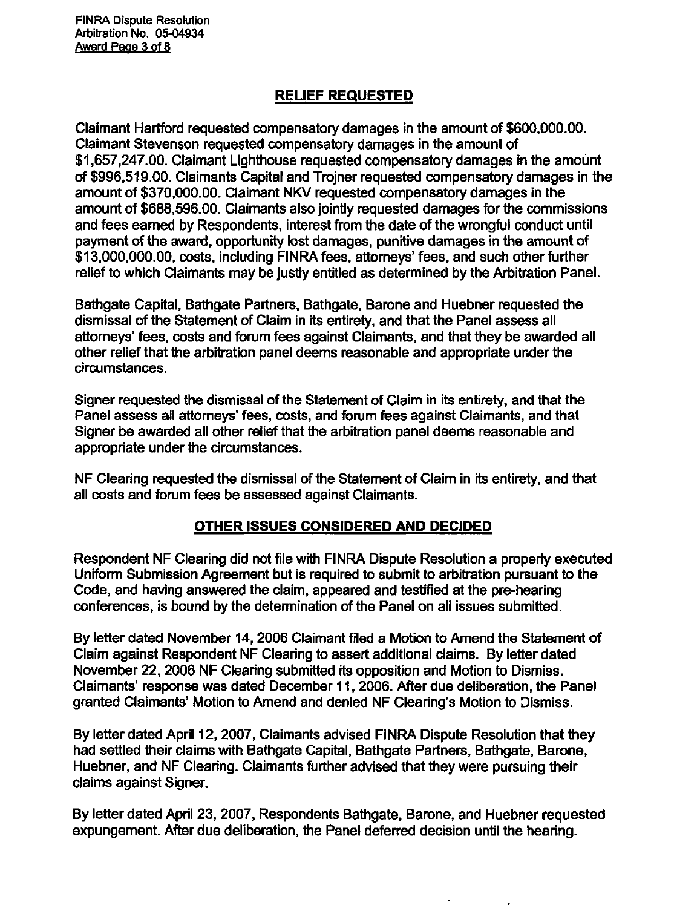## RELIEF REQUESTED

Claimant Hartford requested compensatory damages in the amount of $600,000.00. Claimant Stevenson requested compensatory damages in the amount of $1,657,247.00. Claimant Lighthouse requested compensatory damages in the amount of $996,519.00. Claimants Capital and Trojner requested compensatory damages in the amount of $370,000.00. Claimant NKV requested compensatory damages in the amount of $688,596.00. Claimants also jointly requested damages for the commissions and fees earned by Respondents, interest from the date of the wrongful conduct until payment of the award, opportunity lost damages, punitive damages in the amount of $13,000,000.00, costs, including FINRA fees, attorneys' fees, and such other further relief to which Claimants may be justly entitled as determined by the Arbitration Panel.

Bathgate Capital, Bathgate Partners, Bathgate, Barone and Huebner requested the dismissal of the Statement of Claim in its entirety, and that the Panel assess all attorneys' fees, costs and forum fees against Claimants, and that they be awarded all other relief that the arbitration panel deems reasonable and appropriate under the circumstances.

Signer requested the dismissal of the Statement of Claim in its entirety, and that the Panel assess all attorneys' fees, costs, and forum fees against Claimants, and that Signer be awarded all other relief that the arbitration panel deems reasonable and appropriate under the circumstances.

NF Clearing requested the dismissal of the Statement of Claim in its entirety, and that all costs and forum fees be assessed against Claimants.

## OTHER ISSUES CONSIDERED AND DECIDED

Respondent NF Clearing did not file with FINRA Dispute Resolution a properly executed Uniform Submission Agreement but is required to submit to arbitration pursuant to the Code, and having answered the claim, appeared and testified at the pre-hearing conferences, is bound by the determination of the Panel on all issues submitted.

By letter dated November 14, 2006 Claimant filed a Motion to Amend the Statement of Claim against Respondent NF Clearing to assert additional claims. By letter dated November 22, 2006 NF Clearing submitted its opposition and Motion to Dismiss. Claimants' response was dated December 11, 2006. After due deliberation, the Panel granted Claimants' Motion to Amend and denied NF Clearing's Motion to Dismiss.

By letter dated April 12, 2007, Claimants advised FINRA Dispute Resolution that they had settled their claims with Bathgate Capital, Bathgate Partners, Bathgate, Barone, Huebner, and NF Clearing. Claimants further advised that they were pursuing their claims against Signer.

By letter dated April 23, 2007, Respondents Bathgate, Barone, and Huebner requested expungement. After due deliberation, the Panel deferred decision until the hearing.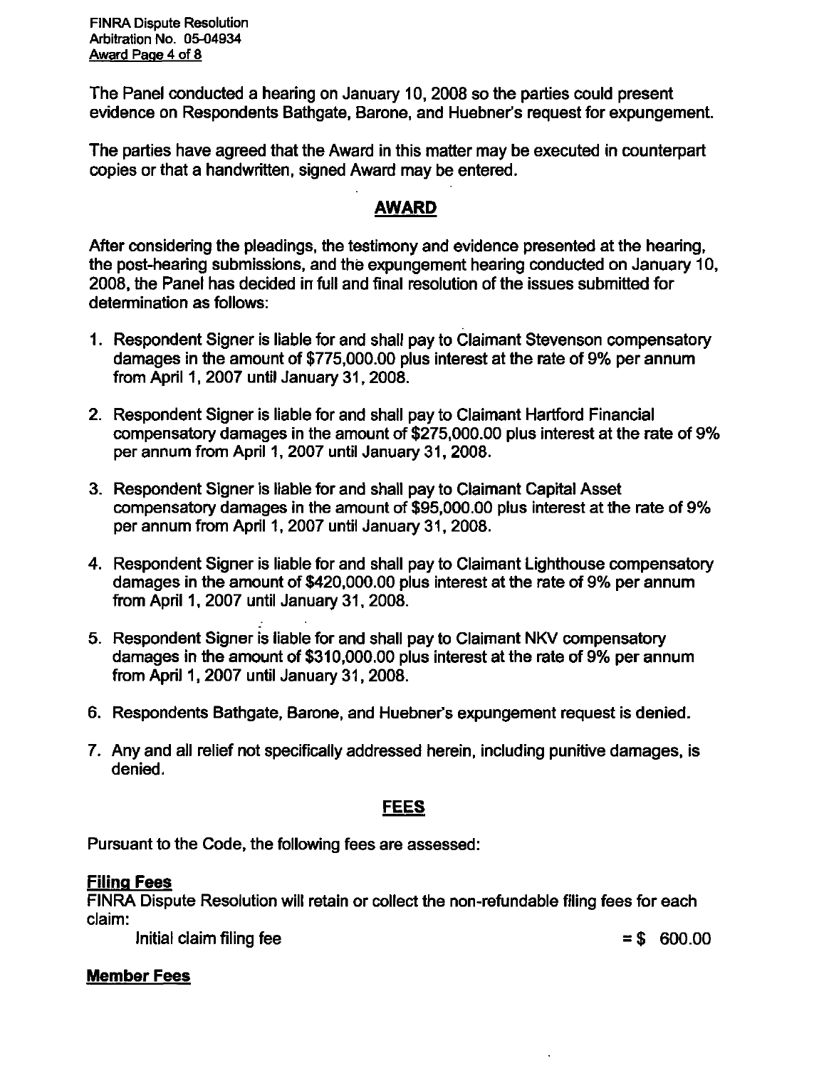The Panel conducted a hearing on January 10, 2008 so the parties could present evidence on Respondents Bathgate, Barone, and Huebner's request for expungement.

The parties have agreed that the Award in this matter may be executed in counterpart copies or that a handwritten, signed Award may be entered.

## AWARD

After considering the pleadings, the testimony and evidence presented at the hearing, the post-hearing submissions, and the expungement hearing conducted on January 10, 2008, the Panel has decided in full and final resolution of the issues submitted for determination as follows:

1. Respondent Signer is liable for and shall pay to Claimant Stevenson compensatory damages in the amount of $775,000.00 plus interest at the rate of 9% per annum from April 1, 2007 until January 31, 2008.

2. Respondent Signer is liable for and shall pay to Claimant Hartford Financial compensatory damages in the amount of $275,000.00 plus interest at the rate of 9% per annum from April 1, 2007 until January 31, 2008.

3. Respondent Signer is liable for and shall pay to Claimant Capital Asset compensatory damages in the amount of $95,000.00 plus interest at the rate of 9% per annum from April 1, 2007 until January 31, 2008.

4. Respondent Signer is liable for and shall pay to Claimant Lighthouse compensatory damages in the amount of $420,000.00 plus interest at the rate of 9% per annum from April 1, 2007 until January 31, 2008.

5. Respondent Signer is liable for and shall pay to Claimant NKV compensatory damages in the amount of $310,000.00 plus interest at the rate of 9% per annum from April 1, 2007 until January 31, 2008.

6. Respondents Bathgate, Barone, and Huebner's expungement request is denied.

7. Any and all relief not specifically addressed herein, including punitive damages, is denied.

## FEES

Pursuant to the Code, the following fees are assessed:

**Filing Fees**

FINRA Dispute Resolution will retain or collect the non-refundable filing fees for each claim:

Initial claim filing fee = $ 600.00

**Member Fees**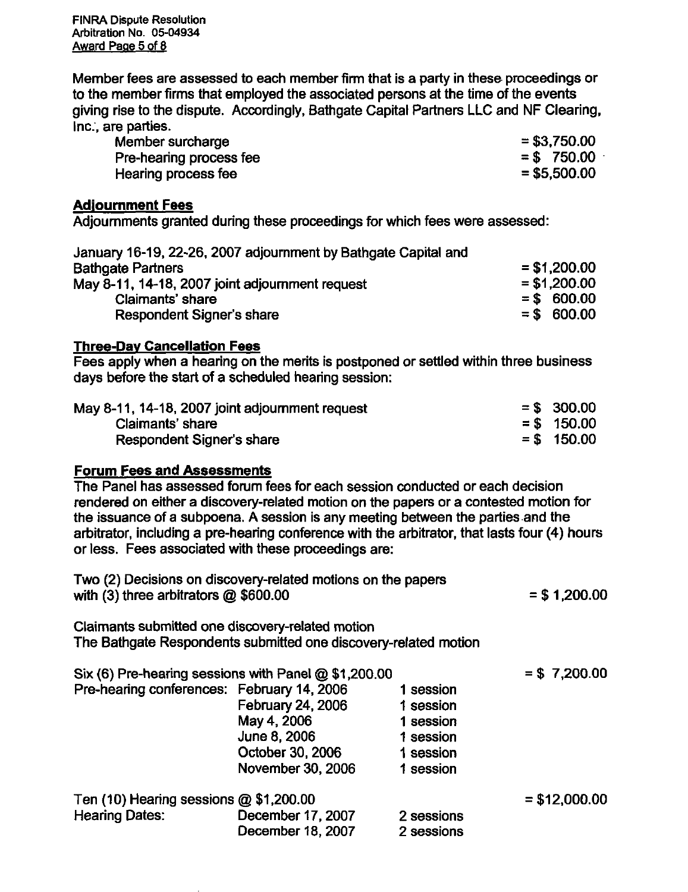Member fees are assessed to each member firm that is a party in these proceedings or to the member firms that employed the associated persons at the time of the events giving rise to the dispute. Accordingly, Bathgate Capital Partners LLC and NF Clearing, Inc., are parties.

| | |
|---|---|
| Member surcharge | = $3,750.00 |
| Pre-hearing process fee | = $ 750.00 |
| Hearing process fee | = $5,500.00 |

**Adjournment Fees**

Adjournments granted during these proceedings for which fees were assessed:

| | |
|---|---|
| January 16-19, 22-26, 2007 adjournment by Bathgate Capital and Bathgate Partners | = $1,200.00 |
| May 8-11, 14-18, 2007 joint adjournment request | = $1,200.00 |
| Claimants' share | = $ 600.00 |
| Respondent Signer's share | = $ 600.00 |

**Three-Day Cancellation Fees**

Fees apply when a hearing on the merits is postponed or settled within three business days before the start of a scheduled hearing session:

| | |
|---|---|
| May 8-11, 14-18, 2007 joint adjournment request | = $ 300.00 |
| Claimants' share | = $ 150.00 |
| Respondent Signer's share | = $ 150.00 |

**Forum Fees and Assessments**

The Panel has assessed forum fees for each session conducted or each decision rendered on either a discovery-related motion on the papers or a contested motion for the issuance of a subpoena. A session is any meeting between the parties and the arbitrator, including a pre-hearing conference with the arbitrator, that lasts four (4) hours or less. Fees associated with these proceedings are:

Two (2) Decisions on discovery-related motions on the papers with (3) three arbitrators @ $600.00 = $ 1,200.00

Claimants submitted one discovery-related motion
The Bathgate Respondents submitted one discovery-related motion

| Six (6) Pre-hearing sessions with Panel @ $1,200.00 | | | = $ 7,200.00 |
|---|---|---|---|
| Pre-hearing conferences: | February 14, 2006 | 1 session | |
| | February 24, 2006 | 1 session | |
| | May 4, 2006 | 1 session | |
| | June 8, 2006 | 1 session | |
| | October 30, 2006 | 1 session | |
| | November 30, 2006 | 1 session | |

| Ten (10) Hearing sessions @ $1,200.00 | | | = $12,000.00 |
|---|---|---|---|
| Hearing Dates: | December 17, 2007 | 2 sessions | |
| | December 18, 2007 | 2 sessions | |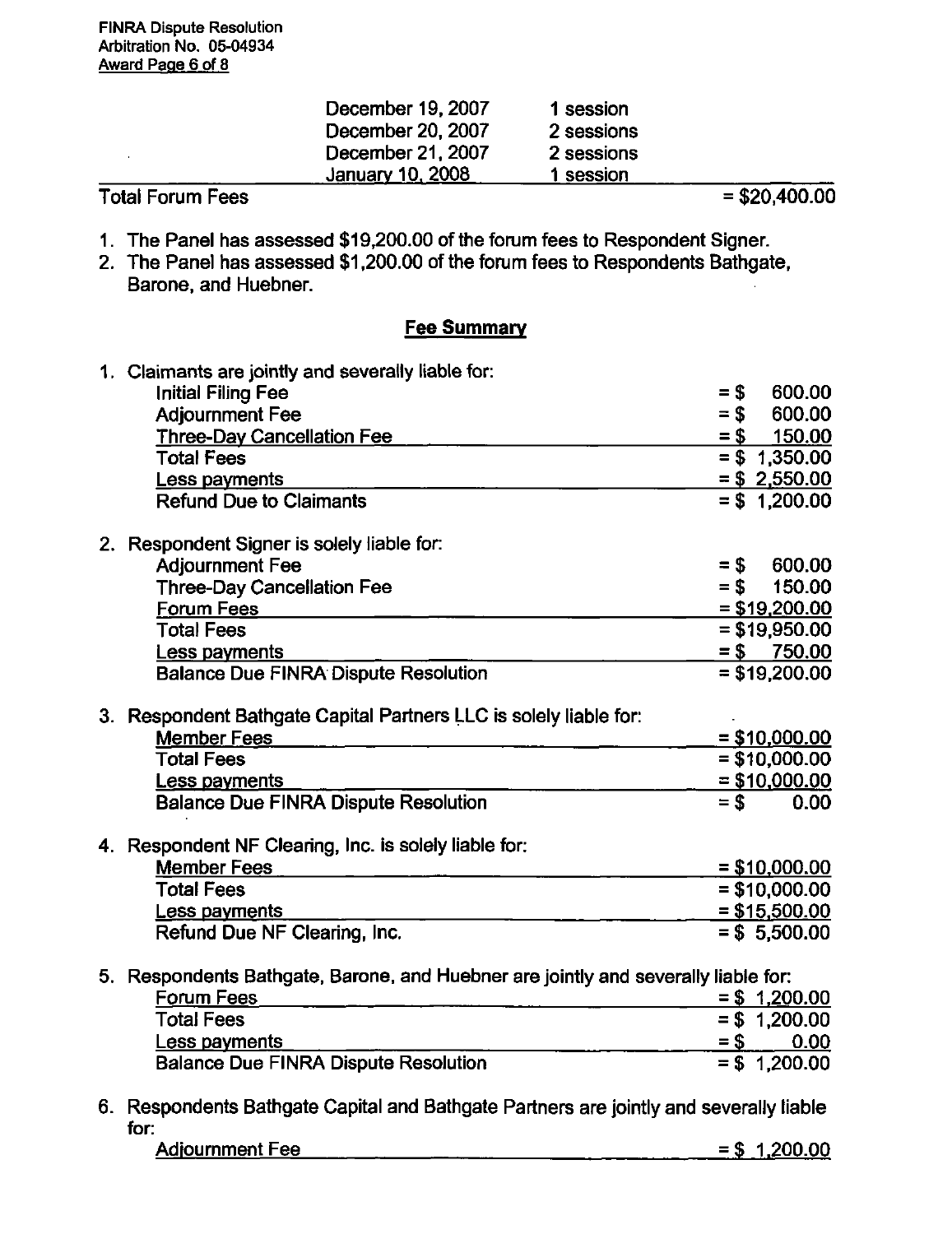| | | |
|---|---|---|
| December 19, 2007 | 1 session | |
| December 20, 2007 | 2 sessions | |
| December 21, 2007 | 2 sessions | |
| January 10, 2008 | 1 session | |
| **Total Forum Fees** | | = $20,400.00 |

1. The Panel has assessed $19,200.00 of the forum fees to Respondent Signer.
2. The Panel has assessed $1,200.00 of the forum fees to Respondents Bathgate, Barone, and Huebner.

## Fee Summary

1. Claimants are jointly and severally liable for:

| | |
|---|---|
| Initial Filing Fee | = $ 600.00 |
| Adjournment Fee | = $ 600.00 |
| Three-Day Cancellation Fee | = $ 150.00 |
| Total Fees | = $ 1,350.00 |
| Less payments | = $ 2,550.00 |
| Refund Due to Claimants | = $ 1,200.00 |

2. Respondent Signer is solely liable for:

| | |
|---|---|
| Adjournment Fee | = $ 600.00 |
| Three-Day Cancellation Fee | = $ 150.00 |
| Forum Fees | = $19,200.00 |
| Total Fees | = $19,950.00 |
| Less payments | = $ 750.00 |
| Balance Due FINRA Dispute Resolution | = $19,200.00 |

3. Respondent Bathgate Capital Partners LLC is solely liable for:

| | |
|---|---|
| Member Fees | = $10,000.00 |
| Total Fees | = $10,000.00 |
| Less payments | = $10,000.00 |
| Balance Due FINRA Dispute Resolution | = $ 0.00 |

4. Respondent NF Clearing, Inc. is solely liable for:

| | |
|---|---|
| Member Fees | = $10,000.00 |
| Total Fees | = $10,000.00 |
| Less payments | = $15,500.00 |
| Refund Due NF Clearing, Inc. | = $ 5,500.00 |

5. Respondents Bathgate, Barone, and Huebner are jointly and severally liable for:

| | |
|---|---|
| Forum Fees | = $ 1,200.00 |
| Total Fees | = $ 1,200.00 |
| Less payments | = $ 0.00 |
| Balance Due FINRA Dispute Resolution | = $ 1,200.00 |

6. Respondents Bathgate Capital and Bathgate Partners are jointly and severally liable for:

| | |
|---|---|
| Adjournment Fee | = $ 1,200.00 |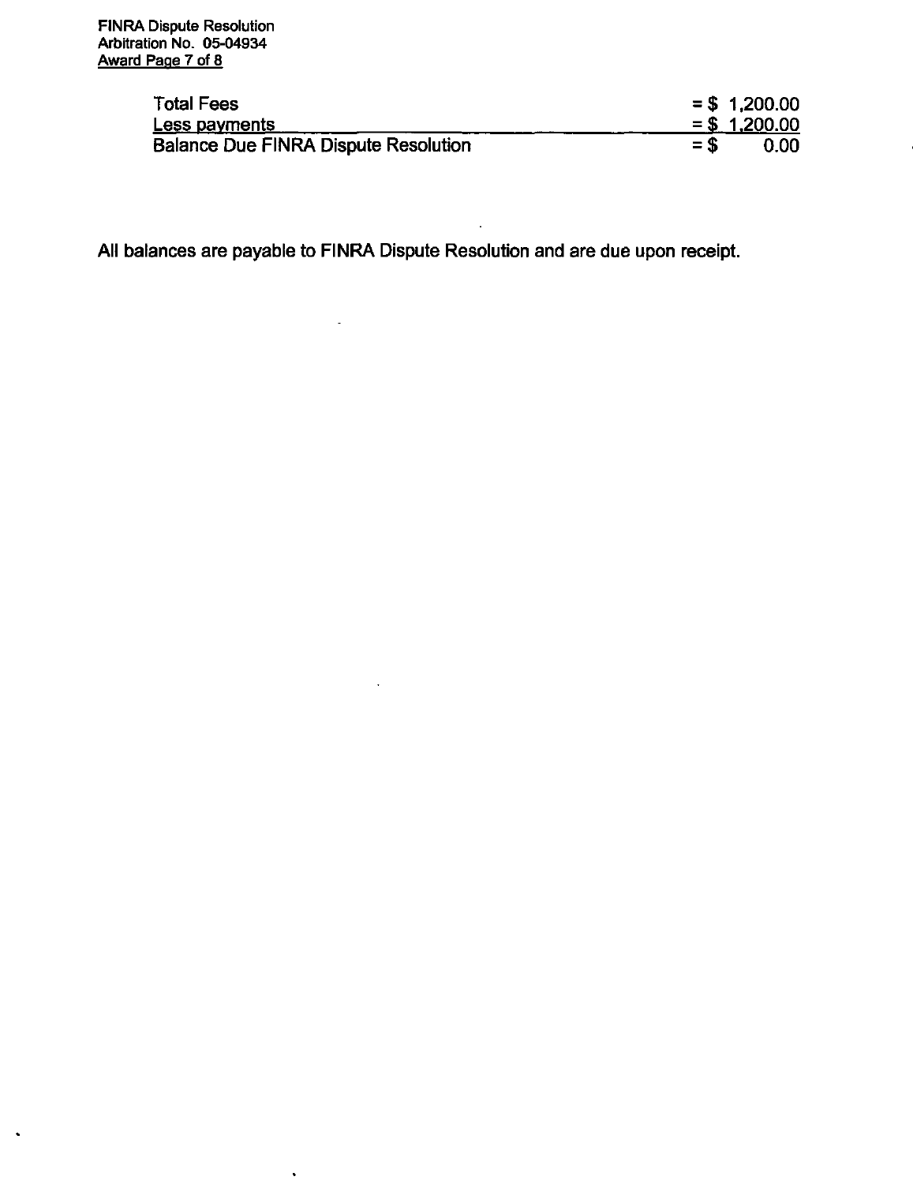| | |
|---|---|
| Total Fees | = $ 1,200.00 |
| Less payments | = $ 1,200.00 |
| Balance Due FINRA Dispute Resolution | = $ 0.00 |

All balances are payable to FINRA Dispute Resolution and are due upon receipt.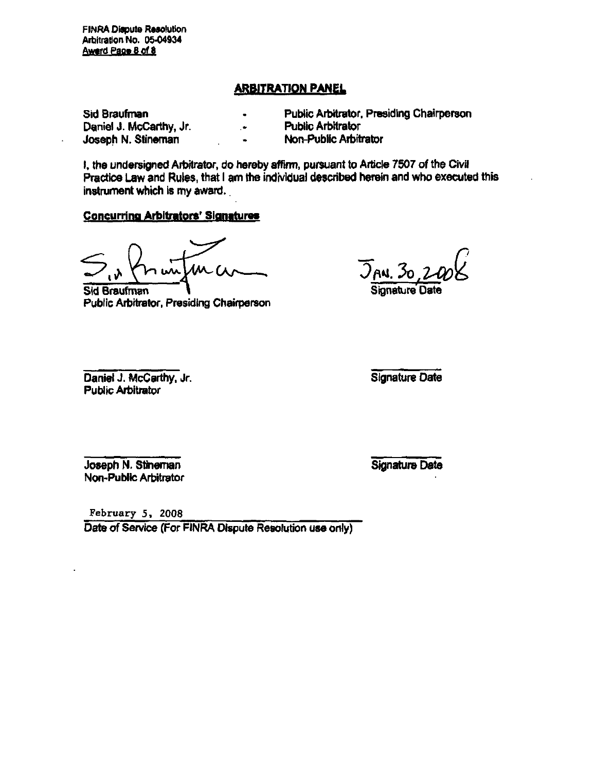## ARBITRATION PANEL

| | | |
|---|---|---|
| Sid Braufman | - | Public Arbitrator, Presiding Chairperson |
| Daniel J. McCarthy, Jr. | - | Public Arbitrator |
| Joseph N. Stineman | - | Non-Public Arbitrator |

I, the undersigned Arbitrator, do hereby affirm, pursuant to Article 7507 of the Civil Practice Law and Rules, that I am the individual described herein and who executed this instrument which is my award.

**Concurring Arbitrators' Signatures**

Sid Braufman
Public Arbitrator, Presiding Chairperson

Jan. 30, 2008
Signature Date

Daniel J. McCarthy, Jr.
Public Arbitrator

Signature Date

Joseph N. Stineman
Non-Public Arbitrator

Signature Date

February 5, 2008
Date of Service (For FINRA Dispute Resolution use only)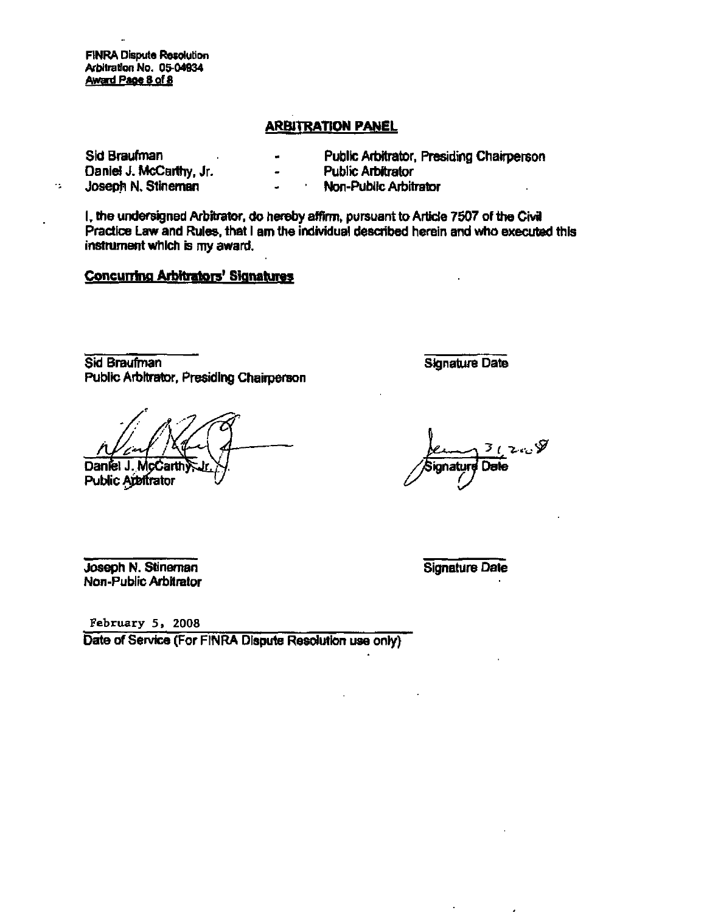FINRA Dispute Resolution
Arbitration No. 05-04834
Award Page 8 of 8

## ARBITRATION PANEL

| | | |
|---|---|---|
| Sid Braufman | - | Public Arbitrator, Presiding Chairperson |
| Daniel J. McCarthy, Jr. | - | Public Arbitrator |
| Joseph N. Stineman | - | Non-Public Arbitrator |

I, the undersigned Arbitrator, do hereby affirm, pursuant to Article 7507 of the Civil Practice Law and Rules, that I am the individual described herein and who executed this instrument which is my award.

**Concurring Arbitrators' Signatures**

Sid Braufman
Public Arbitrator, Presiding Chairperson

Signature Date

Daniel J. McCarthy, Jr.
Public Arbitrator

Jan 31, 2008
Signature Date

Joseph N. Stineman
Non-Public Arbitrator

Signature Date

February 5, 2008
Date of Service (For FINRA Dispute Resolution use only)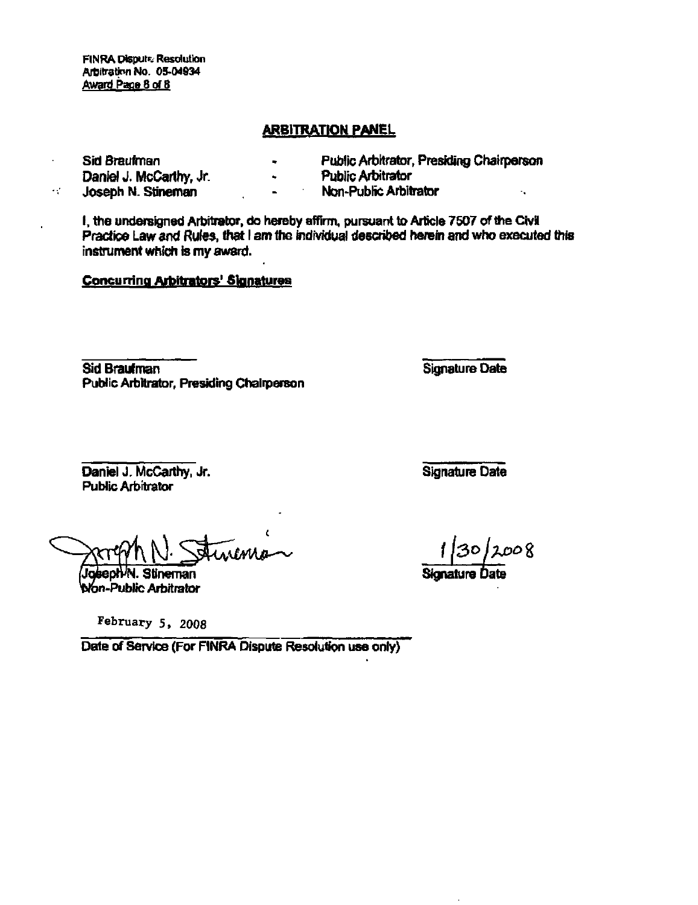## ARBITRATION PANEL

| | | |
|---|---|---|
| Sid Braufman | - | Public Arbitrator, Presiding Chairperson |
| Daniel J. McCarthy, Jr. | - | Public Arbitrator |
| Joseph N. Stineman | - | Non-Public Arbitrator |

I, the undersigned Arbitrator, do hereby affirm, pursuant to Article 7507 of the Civil Practice Law and Rules, that I am the individual described herein and who executed this instrument which is my award.

**Concurring Arbitrators' Signatures**

Sid Braufman
Public Arbitrator, Presiding Chairperson

Signature Date

Daniel J. McCarthy, Jr.
Public Arbitrator

Signature Date

Joseph N. Stineman
Non-Public Arbitrator

1/30/2008
Signature Date

February 5, 2008

Date of Service (For FINRA Dispute Resolution use only)